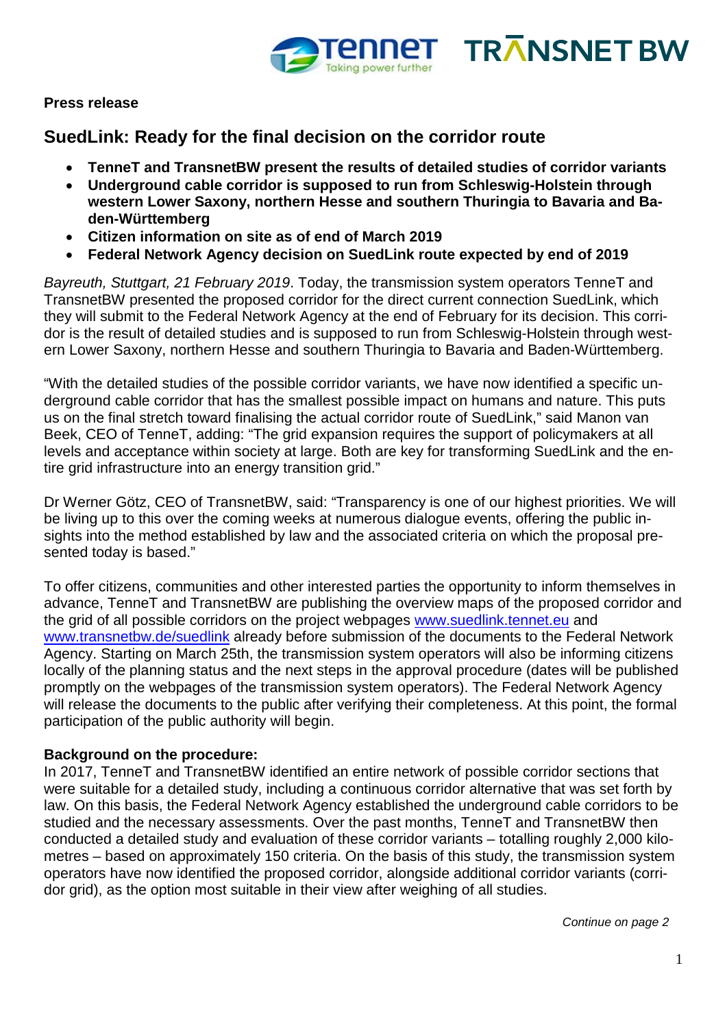**Press release**

## SuedLink: Ready for the final decision on the corridor route

- **TenneT and TransnetBW present the results of detailed studies of corridor variants**
- **Underground cable corridor is supposed to run from Schleswig-Holstein through western Lower Saxony, northern Hesse and southern Thuringia to Bavaria and Baden-Württemberg**
- **Citizen information on site as of end of March 2019**
- **Federal Network Agency decision on SuedLink route expected by end of 2019**

*Bayreuth, Stuttgart, 21 February 2019*. Today, the transmission system operators TenneT and TransnetBW presented the proposed corridor for the direct current connection SuedLink, which they will submit to the Federal Network Agency at the end of February for its decision. This corridor is the result of detailed studies and is supposed to run from Schleswig-Holstein through western Lower Saxony, northern Hesse and southern Thuringia to Bavaria and Baden-Württemberg.

"With the detailed studies of the possible corridor variants, we have now identified a specific underground cable corridor that has the smallest possible impact on humans and nature. This puts us on the final stretch toward finalising the actual corridor route of SuedLink," said Manon van Beek, CEO of TenneT, adding: "The grid expansion requires the support of policymakers at all levels and acceptance within society at large. Both are key for transforming SuedLink and the entire grid infrastructure into an energy transition grid."

Dr Werner Götz, CEO of TransnetBW, said: "Transparency is one of our highest priorities. We will be living up to this over the coming weeks at numerous dialogue events, offering the public insights into the method established by law and the associated criteria on which the proposal presented today is based."

To offer citizens, communities and other interested parties the opportunity to inform themselves in advance, TenneT and TransnetBW are publishing the overview maps of the proposed corridor and the grid of all possible corridors on the project webpages www.suedlink.tennet.eu and www.transnetbw.de/suedlink already before submission of the documents to the Federal Network Agency. Starting on March 25th, the transmission system operators will also be informing citizens locally of the planning status and the next steps in the approval procedure (dates will be published promptly on the webpages of the transmission system operators). The Federal Network Agency will release the documents to the public after verifying their completeness. At this point, the formal participation of the public authority will begin.

**Background on the procedure:**

In 2017, TenneT and TransnetBW identified an entire network of possible corridor sections that were suitable for a detailed study, including a continuous corridor alternative that was set forth by law. On this basis, the Federal Network Agency established the underground cable corridors to be studied and the necessary assessments. Over the past months, TenneT and TransnetBW then conducted a detailed study and evaluation of these corridor variants – totalling roughly 2,000 kilometres – based on approximately 150 criteria. On the basis of this study, the transmission system operators have now identified the proposed corridor, alongside additional corridor variants (corridor grid), as the option most suitable in their view after weighing of all studies.

*Continue on page 2*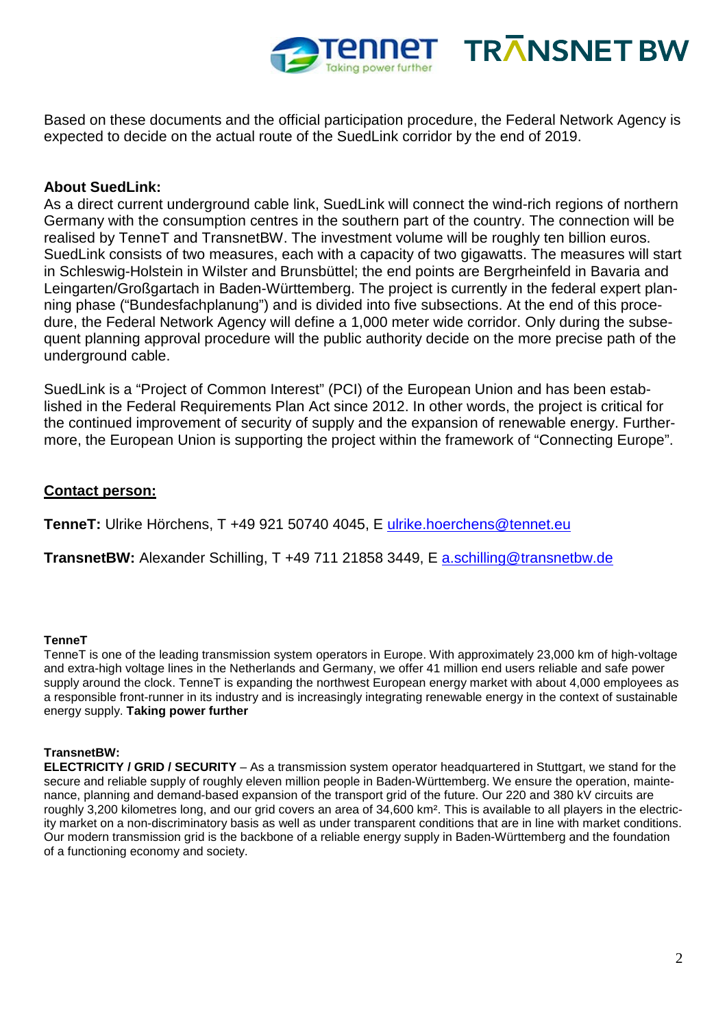Based on these documents and the official participation procedure, the Federal Network Agency is expected to decide on the actual route of the SuedLink corridor by the end of 2019.

**About SuedLink:**
As a direct current underground cable link, SuedLink will connect the wind-rich regions of northern Germany with the consumption centres in the southern part of the country. The connection will be realised by TenneT and TransnetBW. The investment volume will be roughly ten billion euros. SuedLink consists of two measures, each with a capacity of two gigawatts. The measures will start in Schleswig-Holstein in Wilster and Brunsbüttel; the end points are Bergrheinfeld in Bavaria and Leingarten/Großgartach in Baden-Württemberg. The project is currently in the federal expert planning phase ("Bundesfachplanung") and is divided into five subsections. At the end of this procedure, the Federal Network Agency will define a 1,000 meter wide corridor. Only during the subsequent planning approval procedure will the public authority decide on the more precise path of the underground cable.

SuedLink is a "Project of Common Interest" (PCI) of the European Union and has been established in the Federal Requirements Plan Act since 2012. In other words, the project is critical for the continued improvement of security of supply and the expansion of renewable energy. Furthermore, the European Union is supporting the project within the framework of "Connecting Europe".

**<u>Contact person:</u>**

**TenneT:** Ulrike Hörchens, T +49 921 50740 4045, E ulrike.hoerchens@tennet.eu

**TransnetBW:** Alexander Schilling, T +49 711 21858 3449, E a.schilling@transnetbw.de

**TenneT**
TenneT is one of the leading transmission system operators in Europe. With approximately 23,000 km of high-voltage and extra-high voltage lines in the Netherlands and Germany, we offer 41 million end users reliable and safe power supply around the clock. TenneT is expanding the northwest European energy market with about 4,000 employees as a responsible front-runner in its industry and is increasingly integrating renewable energy in the context of sustainable energy supply. **Taking power further**

**TransnetBW:**
**ELECTRICITY / GRID / SECURITY** – As a transmission system operator headquartered in Stuttgart, we stand for the secure and reliable supply of roughly eleven million people in Baden-Württemberg. We ensure the operation, maintenance, planning and demand-based expansion of the transport grid of the future. Our 220 and 380 kV circuits are roughly 3,200 kilometres long, and our grid covers an area of 34,600 km². This is available to all players in the electricity market on a non-discriminatory basis as well as under transparent conditions that are in line with market conditions. Our modern transmission grid is the backbone of a reliable energy supply in Baden-Württemberg and the foundation of a functioning economy and society.